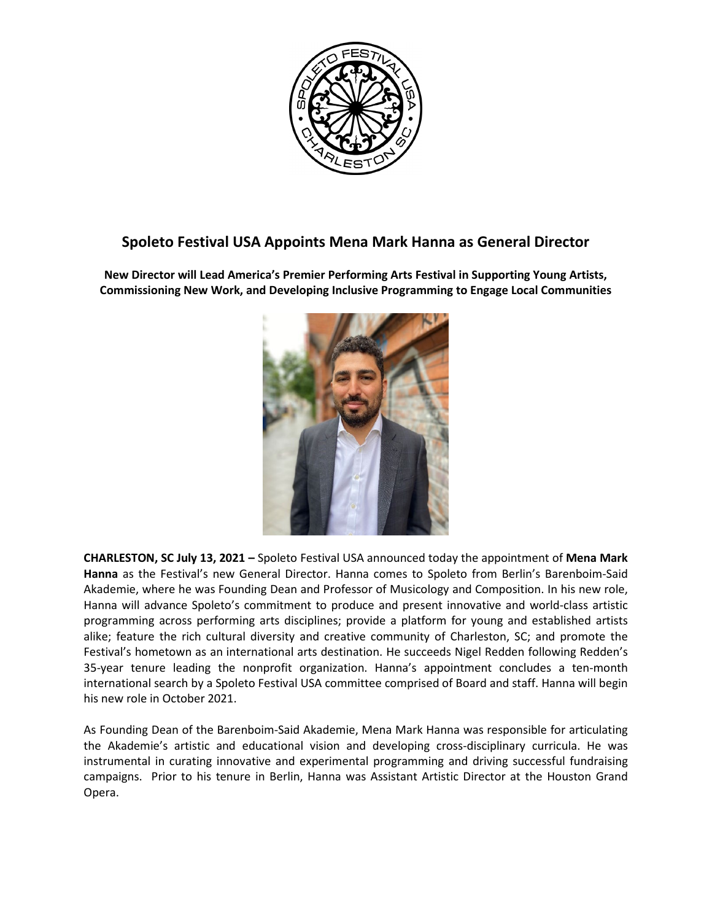# Spoleto Festival USA Appoints Mena Mark Hanna as General Director

**New Director will Lead America's Premier Performing Arts Festival in Supporting Young Artists, Commissioning New Work, and Developing Inclusive Programming to Engage Local Communities**

**CHARLESTON, SC July 13, 2021 –** Spoleto Festival USA announced today the appointment of **Mena Mark Hanna** as the Festival's new General Director. Hanna comes to Spoleto from Berlin's Barenboim-Said Akademie, where he was Founding Dean and Professor of Musicology and Composition. In his new role, Hanna will advance Spoleto's commitment to produce and present innovative and world-class artistic programming across performing arts disciplines; provide a platform for young and established artists alike; feature the rich cultural diversity and creative community of Charleston, SC; and promote the Festival's hometown as an international arts destination. He succeeds Nigel Redden following Redden's 35-year tenure leading the nonprofit organization. Hanna's appointment concludes a ten-month international search by a Spoleto Festival USA committee comprised of Board and staff. Hanna will begin his new role in October 2021.

As Founding Dean of the Barenboim-Said Akademie, Mena Mark Hanna was responsible for articulating the Akademie's artistic and educational vision and developing cross-disciplinary curricula. He was instrumental in curating innovative and experimental programming and driving successful fundraising campaigns. Prior to his tenure in Berlin, Hanna was Assistant Artistic Director at the Houston Grand Opera.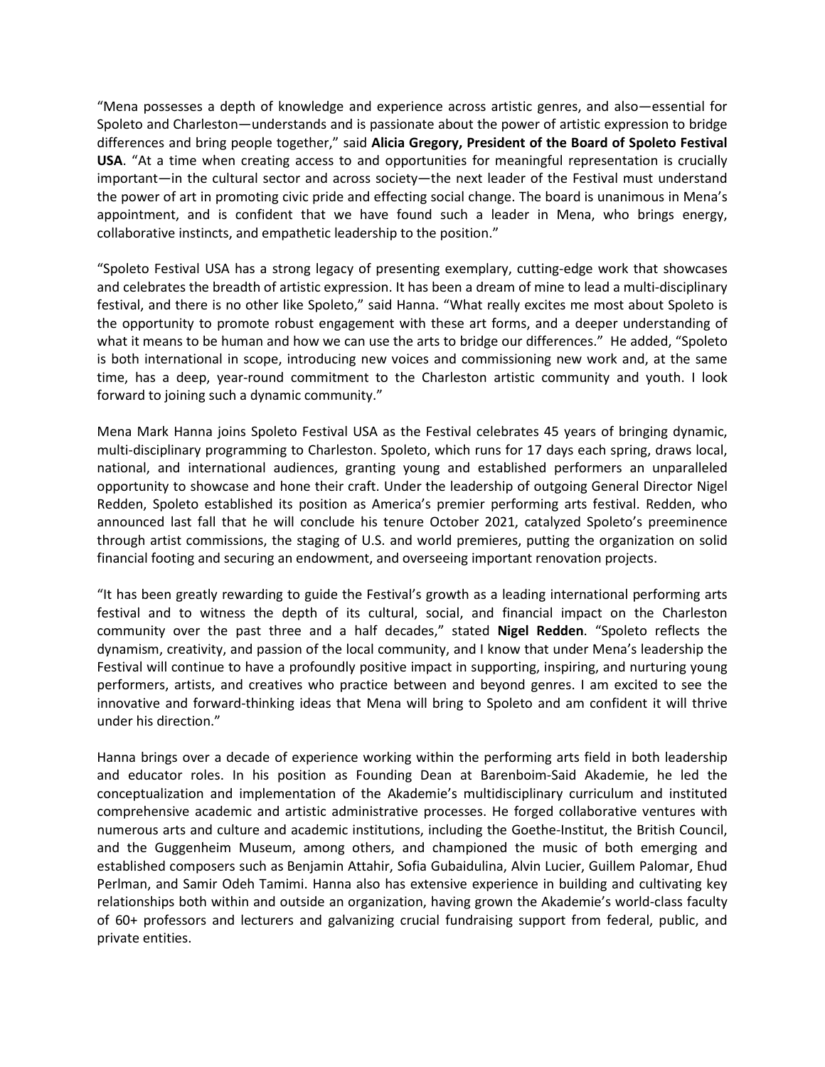"Mena possesses a depth of knowledge and experience across artistic genres, and also—essential for Spoleto and Charleston—understands and is passionate about the power of artistic expression to bridge differences and bring people together," said **Alicia Gregory, President of the Board of Spoleto Festival USA**. "At a time when creating access to and opportunities for meaningful representation is crucially important—in the cultural sector and across society—the next leader of the Festival must understand the power of art in promoting civic pride and effecting social change. The board is unanimous in Mena's appointment, and is confident that we have found such a leader in Mena, who brings energy, collaborative instincts, and empathetic leadership to the position."

"Spoleto Festival USA has a strong legacy of presenting exemplary, cutting-edge work that showcases and celebrates the breadth of artistic expression. It has been a dream of mine to lead a multi-disciplinary festival, and there is no other like Spoleto," said Hanna. "What really excites me most about Spoleto is the opportunity to promote robust engagement with these art forms, and a deeper understanding of what it means to be human and how we can use the arts to bridge our differences." He added, "Spoleto is both international in scope, introducing new voices and commissioning new work and, at the same time, has a deep, year-round commitment to the Charleston artistic community and youth. I look forward to joining such a dynamic community."

Mena Mark Hanna joins Spoleto Festival USA as the Festival celebrates 45 years of bringing dynamic, multi-disciplinary programming to Charleston. Spoleto, which runs for 17 days each spring, draws local, national, and international audiences, granting young and established performers an unparalleled opportunity to showcase and hone their craft. Under the leadership of outgoing General Director Nigel Redden, Spoleto established its position as America's premier performing arts festival. Redden, who announced last fall that he will conclude his tenure October 2021, catalyzed Spoleto's preeminence through artist commissions, the staging of U.S. and world premieres, putting the organization on solid financial footing and securing an endowment, and overseeing important renovation projects.

"It has been greatly rewarding to guide the Festival's growth as a leading international performing arts festival and to witness the depth of its cultural, social, and financial impact on the Charleston community over the past three and a half decades," stated **Nigel Redden**. "Spoleto reflects the dynamism, creativity, and passion of the local community, and I know that under Mena's leadership the Festival will continue to have a profoundly positive impact in supporting, inspiring, and nurturing young performers, artists, and creatives who practice between and beyond genres. I am excited to see the innovative and forward-thinking ideas that Mena will bring to Spoleto and am confident it will thrive under his direction."

Hanna brings over a decade of experience working within the performing arts field in both leadership and educator roles. In his position as Founding Dean at Barenboim-Said Akademie, he led the conceptualization and implementation of the Akademie's multidisciplinary curriculum and instituted comprehensive academic and artistic administrative processes. He forged collaborative ventures with numerous arts and culture and academic institutions, including the Goethe-Institut, the British Council, and the Guggenheim Museum, among others, and championed the music of both emerging and established composers such as Benjamin Attahir, Sofia Gubaidulina, Alvin Lucier, Guillem Palomar, Ehud Perlman, and Samir Odeh Tamimi. Hanna also has extensive experience in building and cultivating key relationships both within and outside an organization, having grown the Akademie's world-class faculty of 60+ professors and lecturers and galvanizing crucial fundraising support from federal, public, and private entities.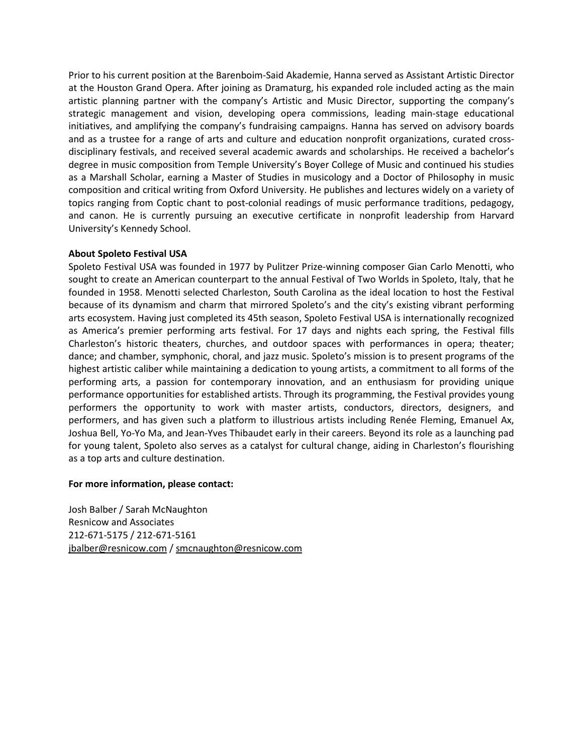Prior to his current position at the Barenboim-Said Akademie, Hanna served as Assistant Artistic Director at the Houston Grand Opera. After joining as Dramaturg, his expanded role included acting as the main artistic planning partner with the company's Artistic and Music Director, supporting the company's strategic management and vision, developing opera commissions, leading main-stage educational initiatives, and amplifying the company's fundraising campaigns. Hanna has served on advisory boards and as a trustee for a range of arts and culture and education nonprofit organizations, curated cross-disciplinary festivals, and received several academic awards and scholarships. He received a bachelor's degree in music composition from Temple University's Boyer College of Music and continued his studies as a Marshall Scholar, earning a Master of Studies in musicology and a Doctor of Philosophy in music composition and critical writing from Oxford University. He publishes and lectures widely on a variety of topics ranging from Coptic chant to post-colonial readings of music performance traditions, pedagogy, and canon. He is currently pursuing an executive certificate in nonprofit leadership from Harvard University's Kennedy School.

**About Spoleto Festival USA**

Spoleto Festival USA was founded in 1977 by Pulitzer Prize-winning composer Gian Carlo Menotti, who sought to create an American counterpart to the annual Festival of Two Worlds in Spoleto, Italy, that he founded in 1958. Menotti selected Charleston, South Carolina as the ideal location to host the Festival because of its dynamism and charm that mirrored Spoleto's and the city's existing vibrant performing arts ecosystem. Having just completed its 45th season, Spoleto Festival USA is internationally recognized as America's premier performing arts festival. For 17 days and nights each spring, the Festival fills Charleston's historic theaters, churches, and outdoor spaces with performances in opera; theater; dance; and chamber, symphonic, choral, and jazz music. Spoleto's mission is to present programs of the highest artistic caliber while maintaining a dedication to young artists, a commitment to all forms of the performing arts, a passion for contemporary innovation, and an enthusiasm for providing unique performance opportunities for established artists. Through its programming, the Festival provides young performers the opportunity to work with master artists, conductors, directors, designers, and performers, and has given such a platform to illustrious artists including Renée Fleming, Emanuel Ax, Joshua Bell, Yo-Yo Ma, and Jean-Yves Thibaudet early in their careers. Beyond its role as a launching pad for young talent, Spoleto also serves as a catalyst for cultural change, aiding in Charleston's flourishing as a top arts and culture destination.

**For more information, please contact:**

Josh Balber / Sarah McNaughton
Resnicow and Associates
212-671-5175 / 212-671-5161
jbalber@resnicow.com / smcnaughton@resnicow.com